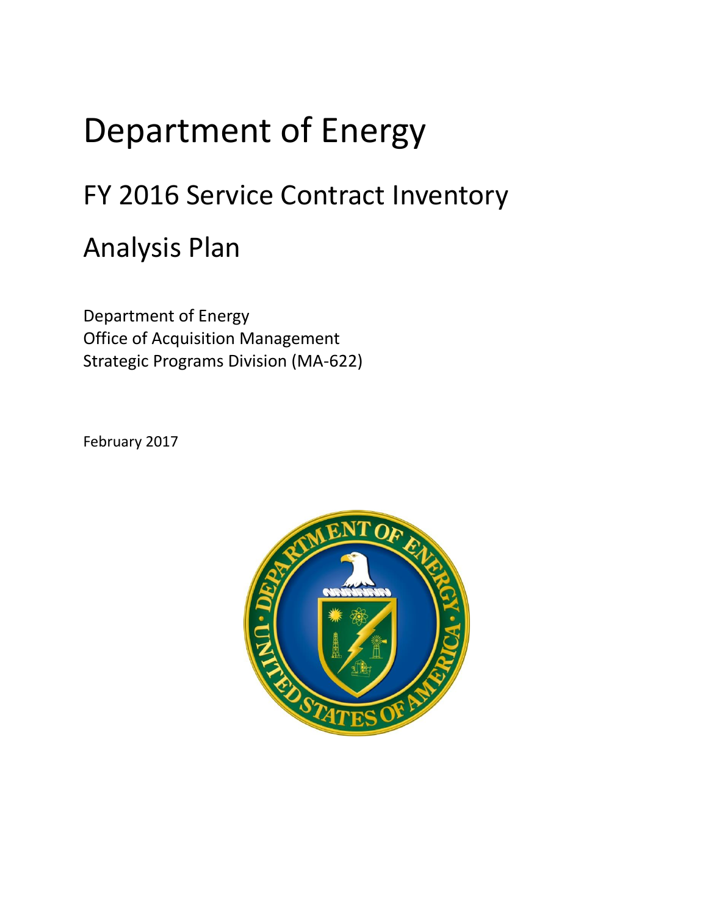# Department of Energy

## FY 2016 Service Contract Inventory

## Analysis Plan

Department of Energy
Office of Acquisition Management
Strategic Programs Division (MA-622)

February 2017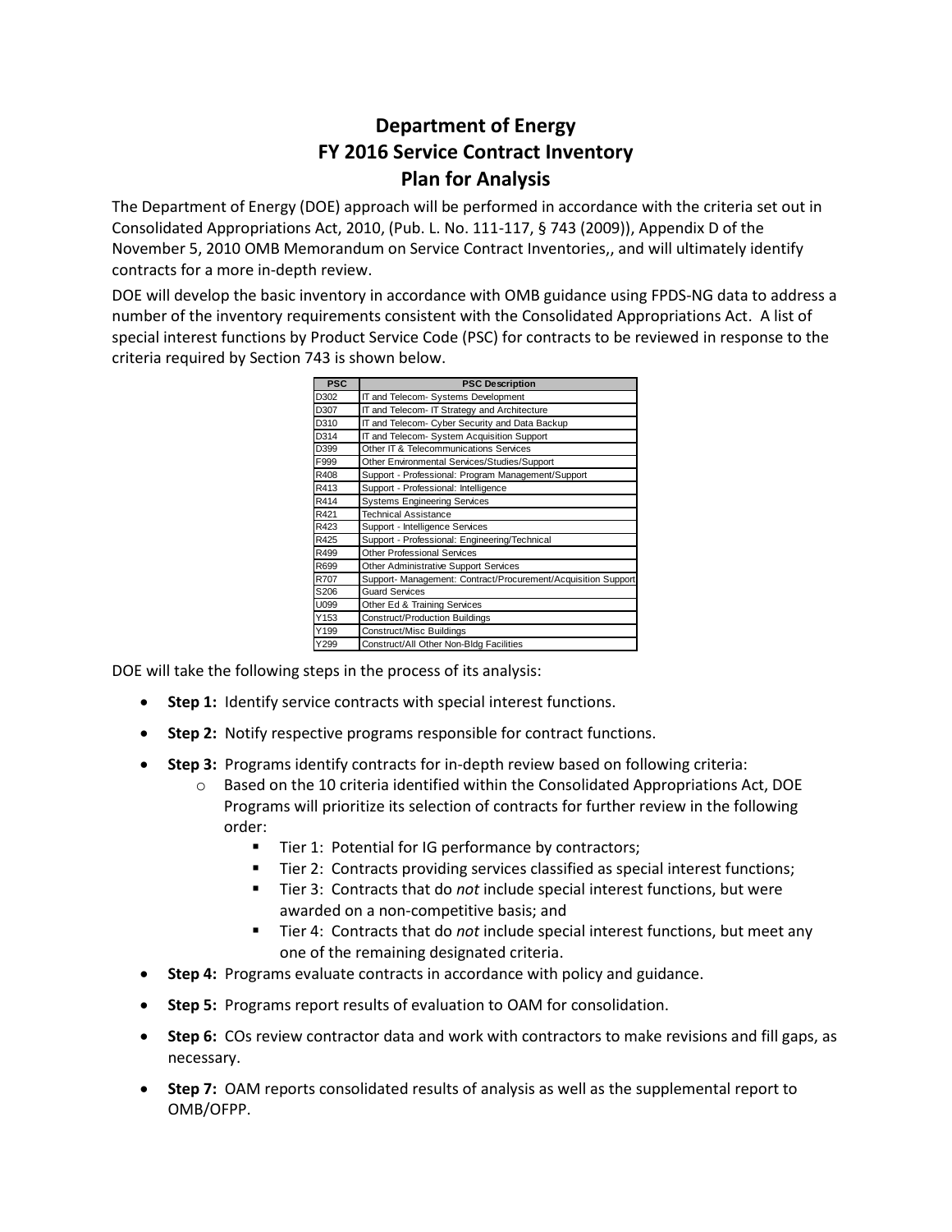# Department of Energy
# FY 2016 Service Contract Inventory
# Plan for Analysis

The Department of Energy (DOE) approach will be performed in accordance with the criteria set out in Consolidated Appropriations Act, 2010, (Pub. L. No. 111-117, § 743 (2009)), Appendix D of the November 5, 2010 OMB Memorandum on Service Contract Inventories,, and will ultimately identify contracts for a more in-depth review.

DOE will develop the basic inventory in accordance with OMB guidance using FPDS-NG data to address a number of the inventory requirements consistent with the Consolidated Appropriations Act. A list of special interest functions by Product Service Code (PSC) for contracts to be reviewed in response to the criteria required by Section 743 is shown below.

| PSC | PSC Description |
|---|---|
| D302 | IT and Telecom- Systems Development |
| D307 | IT and Telecom- IT Strategy and Architecture |
| D310 | IT and Telecom- Cyber Security and Data Backup |
| D314 | IT and Telecom- System Acquisition Support |
| D399 | Other IT & Telecommunications Services |
| F999 | Other Environmental Services/Studies/Support |
| R408 | Support - Professional: Program Management/Support |
| R413 | Support - Professional: Intelligence |
| R414 | Systems Engineering Services |
| R421 | Technical Assistance |
| R423 | Support - Intelligence Services |
| R425 | Support - Professional: Engineering/Technical |
| R499 | Other Professional Services |
| R699 | Other Administrative Support Services |
| R707 | Support- Management: Contract/Procurement/Acquisition Support |
| S206 | Guard Services |
| U099 | Other Ed & Training Services |
| Y153 | Construct/Production Buildings |
| Y199 | Construct/Misc Buildings |
| Y299 | Construct/All Other Non-Bldg Facilities |

DOE will take the following steps in the process of its analysis:

- **Step 1:** Identify service contracts with special interest functions.
- **Step 2:** Notify respective programs responsible for contract functions.
- **Step 3:** Programs identify contracts for in-depth review based on following criteria:
  - Based on the 10 criteria identified within the Consolidated Appropriations Act, DOE Programs will prioritize its selection of contracts for further review in the following order:
    - Tier 1: Potential for IG performance by contractors;
    - Tier 2: Contracts providing services classified as special interest functions;
    - Tier 3: Contracts that do *not* include special interest functions, but were awarded on a non-competitive basis; and
    - Tier 4: Contracts that do *not* include special interest functions, but meet any one of the remaining designated criteria.
- **Step 4:** Programs evaluate contracts in accordance with policy and guidance.
- **Step 5:** Programs report results of evaluation to OAM for consolidation.
- **Step 6:** COs review contractor data and work with contractors to make revisions and fill gaps, as necessary.
- **Step 7:** OAM reports consolidated results of analysis as well as the supplemental report to OMB/OFPP.